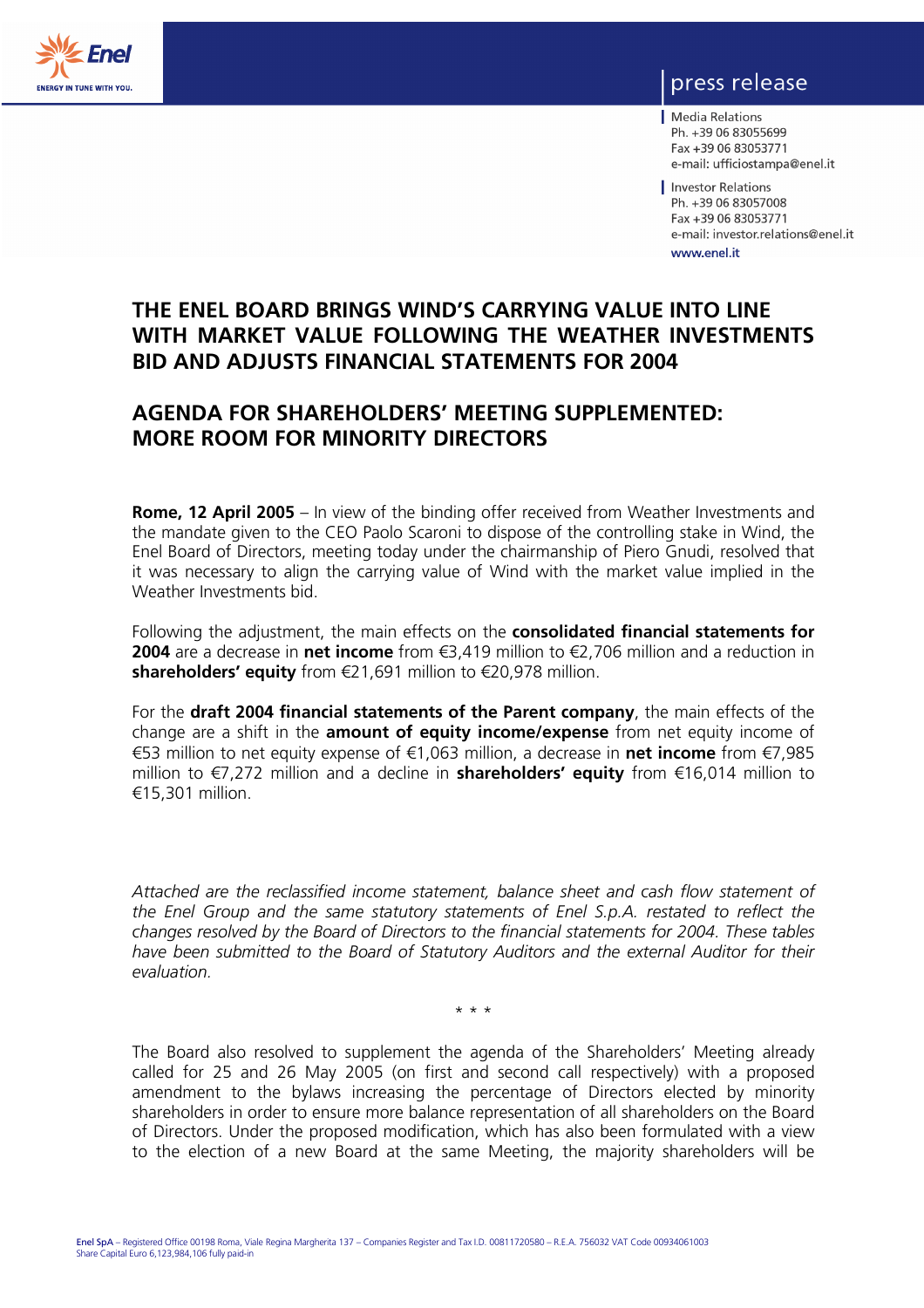press release

Media Relations
Ph. +39 06 83055699
Fax +39 06 83053771
e-mail: ufficiostampa@enel.it

Investor Relations
Ph. +39 06 83057008
Fax +39 06 83053771
e-mail: investor.relations@enel.it

www.enel.it

# THE ENEL BOARD BRINGS WIND'S CARRYING VALUE INTO LINE WITH MARKET VALUE FOLLOWING THE WEATHER INVESTMENTS BID AND ADJUSTS FINANCIAL STATEMENTS FOR 2004

# AGENDA FOR SHAREHOLDERS' MEETING SUPPLEMENTED: MORE ROOM FOR MINORITY DIRECTORS

**Rome, 12 April 2005** – In view of the binding offer received from Weather Investments and the mandate given to the CEO Paolo Scaroni to dispose of the controlling stake in Wind, the Enel Board of Directors, meeting today under the chairmanship of Piero Gnudi, resolved that it was necessary to align the carrying value of Wind with the market value implied in the Weather Investments bid.

Following the adjustment, the main effects on the **consolidated financial statements for 2004** are a decrease in **net income** from €3,419 million to €2,706 million and a reduction in **shareholders' equity** from €21,691 million to €20,978 million.

For the **draft 2004 financial statements of the Parent company**, the main effects of the change are a shift in the **amount of equity income/expense** from net equity income of €53 million to net equity expense of €1,063 million, a decrease in **net income** from €7,985 million to €7,272 million and a decline in **shareholders' equity** from €16,014 million to €15,301 million.

*Attached are the reclassified income statement, balance sheet and cash flow statement of the Enel Group and the same statutory statements of Enel S.p.A. restated to reflect the changes resolved by the Board of Directors to the financial statements for 2004. These tables have been submitted to the Board of Statutory Auditors and the external Auditor for their evaluation.*

\* \* \*

The Board also resolved to supplement the agenda of the Shareholders' Meeting already called for 25 and 26 May 2005 (on first and second call respectively) with a proposed amendment to the bylaws increasing the percentage of Directors elected by minority shareholders in order to ensure more balance representation of all shareholders on the Board of Directors. Under the proposed modification, which has also been formulated with a view to the election of a new Board at the same Meeting, the majority shareholders will be

Enel SpA – Registered Office 00198 Roma, Viale Regina Margherita 137 – Companies Register and Tax I.D. 00811720580 – R.E.A. 756032 VAT Code 00934061003
Share Capital Euro 6,123,984,106 fully paid-in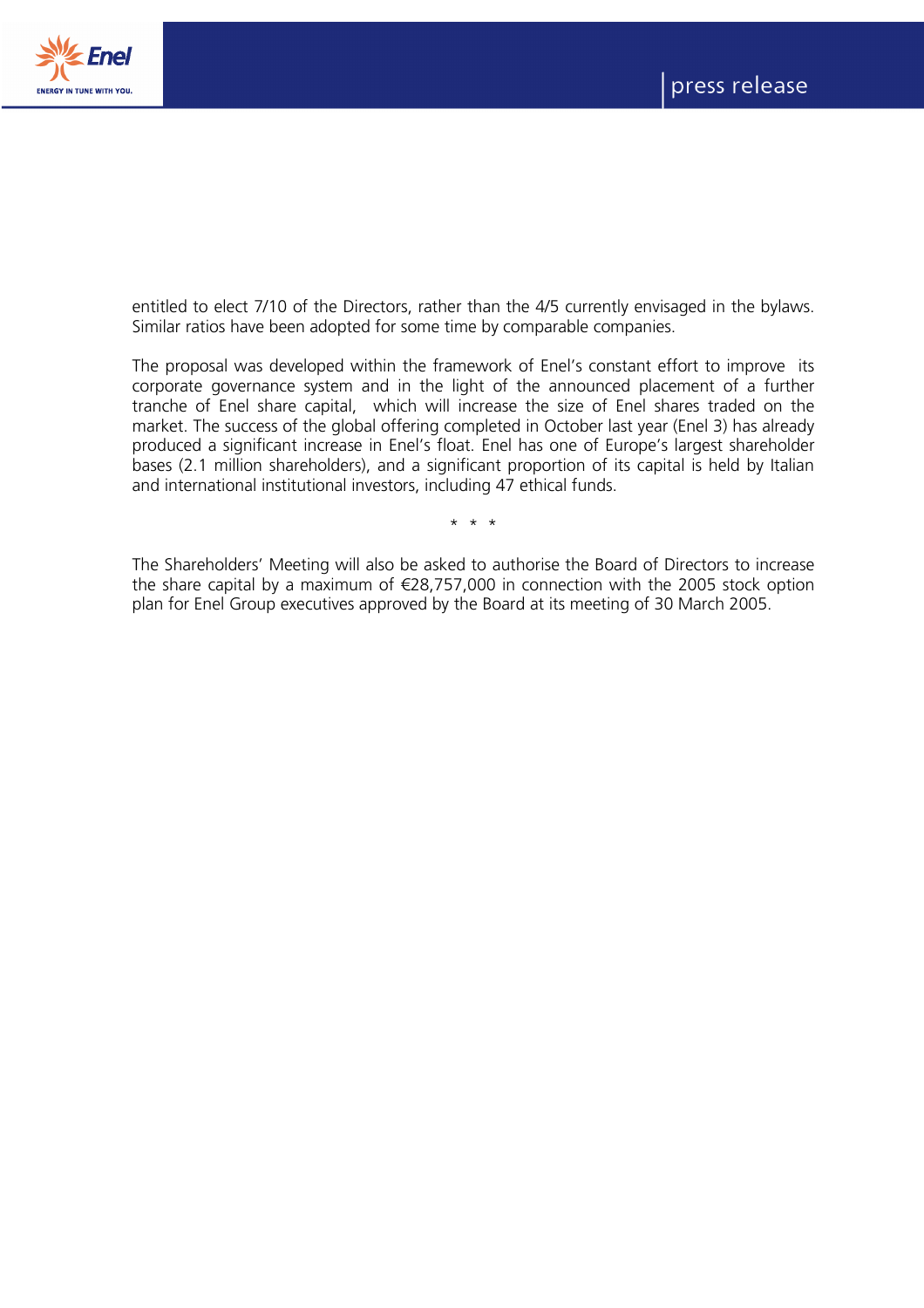entitled to elect 7/10 of the Directors, rather than the 4/5 currently envisaged in the bylaws. Similar ratios have been adopted for some time by comparable companies.

The proposal was developed within the framework of Enel's constant effort to improve its corporate governance system and in the light of the announced placement of a further tranche of Enel share capital, which will increase the size of Enel shares traded on the market. The success of the global offering completed in October last year (Enel 3) has already produced a significant increase in Enel's float. Enel has one of Europe's largest shareholder bases (2.1 million shareholders), and a significant proportion of its capital is held by Italian and international institutional investors, including 47 ethical funds.

\* \* \*

The Shareholders' Meeting will also be asked to authorise the Board of Directors to increase the share capital by a maximum of €28,757,000 in connection with the 2005 stock option plan for Enel Group executives approved by the Board at its meeting of 30 March 2005.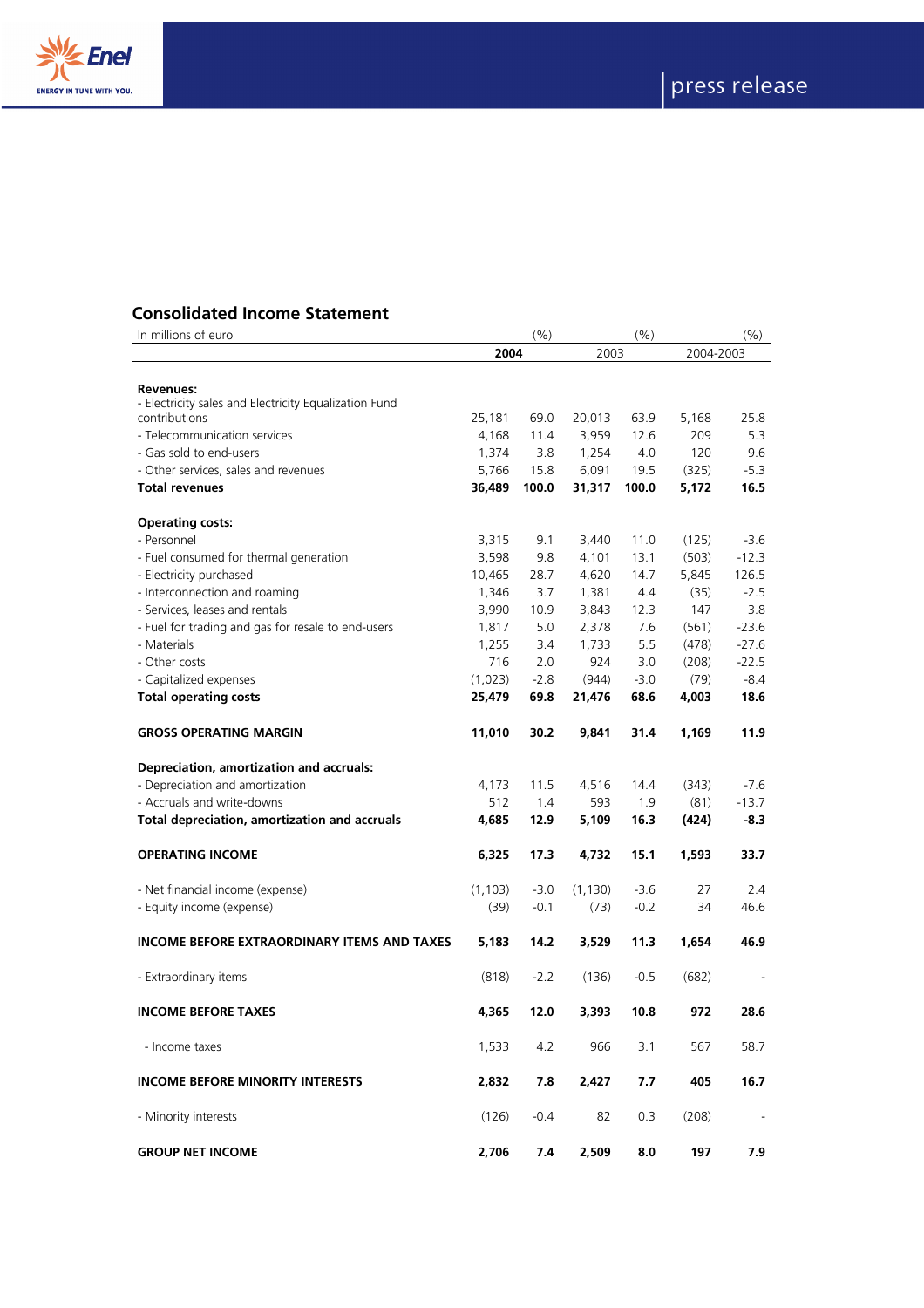## Consolidated Income Statement

| In millions of euro | 2004 | (%) | 2003 | (%) | 2004-2003 | (%) |
|---|---|---|---|---|---|---|
| **Revenues:** | | | | | | |
| - Electricity sales and Electricity Equalization Fund contributions | 25,181 | 69.0 | 20,013 | 63.9 | 5,168 | 25.8 |
| - Telecommunication services | 4,168 | 11.4 | 3,959 | 12.6 | 209 | 5.3 |
| - Gas sold to end-users | 1,374 | 3.8 | 1,254 | 4.0 | 120 | 9.6 |
| - Other services, sales and revenues | 5,766 | 15.8 | 6,091 | 19.5 | (325) | -5.3 |
| **Total revenues** | **36,489** | **100.0** | **31,317** | **100.0** | **5,172** | **16.5** |
| **Operating costs:** | | | | | | |
| - Personnel | 3,315 | 9.1 | 3,440 | 11.0 | (125) | -3.6 |
| - Fuel consumed for thermal generation | 3,598 | 9.8 | 4,101 | 13.1 | (503) | -12.3 |
| - Electricity purchased | 10,465 | 28.7 | 4,620 | 14.7 | 5,845 | 126.5 |
| - Interconnection and roaming | 1,346 | 3.7 | 1,381 | 4.4 | (35) | -2.5 |
| - Services, leases and rentals | 3,990 | 10.9 | 3,843 | 12.3 | 147 | 3.8 |
| - Fuel for trading and gas for resale to end-users | 1,817 | 5.0 | 2,378 | 7.6 | (561) | -23.6 |
| - Materials | 1,255 | 3.4 | 1,733 | 5.5 | (478) | -27.6 |
| - Other costs | 716 | 2.0 | 924 | 3.0 | (208) | -22.5 |
| - Capitalized expenses | (1,023) | -2.8 | (944) | -3.0 | (79) | -8.4 |
| **Total operating costs** | **25,479** | **69.8** | **21,476** | **68.6** | **4,003** | **18.6** |
| **GROSS OPERATING MARGIN** | **11,010** | **30.2** | **9,841** | **31.4** | **1,169** | **11.9** |
| **Depreciation, amortization and accruals:** | | | | | | |
| - Depreciation and amortization | 4,173 | 11.5 | 4,516 | 14.4 | (343) | -7.6 |
| - Accruals and write-downs | 512 | 1.4 | 593 | 1.9 | (81) | -13.7 |
| **Total depreciation, amortization and accruals** | **4,685** | **12.9** | **5,109** | **16.3** | **(424)** | **-8.3** |
| **OPERATING INCOME** | **6,325** | **17.3** | **4,732** | **15.1** | **1,593** | **33.7** |
| - Net financial income (expense) | (1,103) | -3.0 | (1,130) | -3.6 | 27 | 2.4 |
| - Equity income (expense) | (39) | -0.1 | (73) | -0.2 | 34 | 46.6 |
| **INCOME BEFORE EXTRAORDINARY ITEMS AND TAXES** | **5,183** | **14.2** | **3,529** | **11.3** | **1,654** | **46.9** |
| - Extraordinary items | (818) | -2.2 | (136) | -0.5 | (682) | - |
| **INCOME BEFORE TAXES** | **4,365** | **12.0** | **3,393** | **10.8** | **972** | **28.6** |
| - Income taxes | 1,533 | 4.2 | 966 | 3.1 | 567 | 58.7 |
| **INCOME BEFORE MINORITY INTERESTS** | **2,832** | **7.8** | **2,427** | **7.7** | **405** | **16.7** |
| - Minority interests | (126) | -0.4 | 82 | 0.3 | (208) | - |
| **GROUP NET INCOME** | **2,706** | **7.4** | **2,509** | **8.0** | **197** | **7.9** |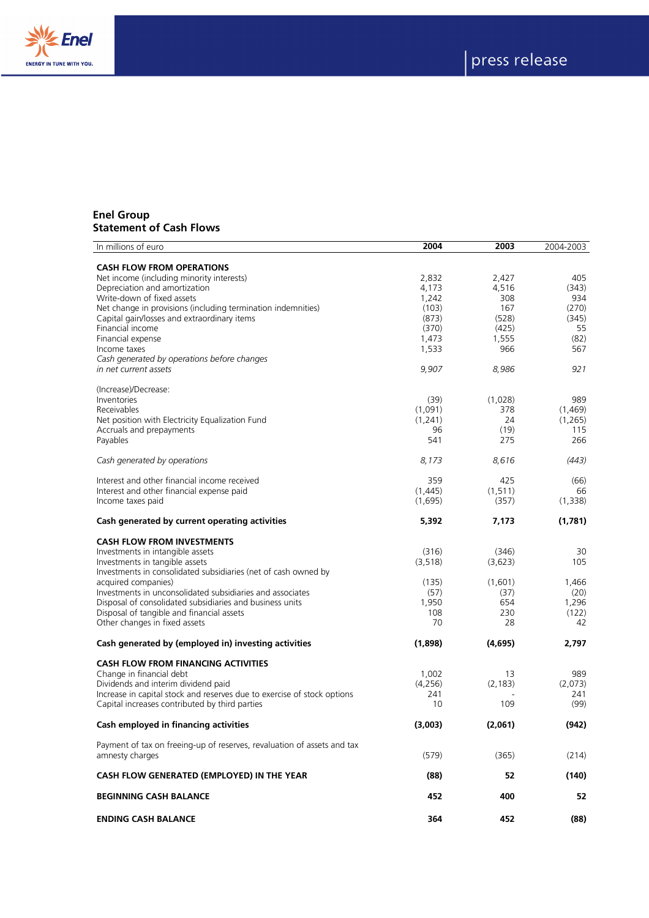**Enel Group**
**Statement of Cash Flows**

| In millions of euro | 2004 | 2003 | 2004-2003 |
|---|---|---|---|
| **CASH FLOW FROM OPERATIONS** | | | |
| Net income (including minority interests) | 2,832 | 2,427 | 405 |
| Depreciation and amortization | 4,173 | 4,516 | (343) |
| Write-down of fixed assets | 1,242 | 308 | 934 |
| Net change in provisions (including termination indemnities) | (103) | 167 | (270) |
| Capital gain/losses and extraordinary items | (873) | (528) | (345) |
| Financial income | (370) | (425) | 55 |
| Financial expense | 1,473 | 1,555 | (82) |
| Income taxes | 1,533 | 966 | 567 |
| *Cash generated by operations before changes in net current assets* | *9,907* | *8,986* | *921* |
| (Increase)/Decrease: | | | |
| Inventories | (39) | (1,028) | 989 |
| Receivables | (1,091) | 378 | (1,469) |
| Net position with Electricity Equalization Fund | (1,241) | 24 | (1,265) |
| Accruals and prepayments | 96 | (19) | 115 |
| Payables | 541 | 275 | 266 |
| *Cash generated by operations* | *8,173* | *8,616* | *(443)* |
| Interest and other financial income received | 359 | 425 | (66) |
| Interest and other financial expense paid | (1,445) | (1,511) | 66 |
| Income taxes paid | (1,695) | (357) | (1,338) |
| **Cash generated by current operating activities** | **5,392** | **7,173** | **(1,781)** |
| **CASH FLOW FROM INVESTMENTS** | | | |
| Investments in intangible assets | (316) | (346) | 30 |
| Investments in tangible assets | (3,518) | (3,623) | 105 |
| Investments in consolidated subsidiaries (net of cash owned by acquired companies) | (135) | (1,601) | 1,466 |
| Investments in unconsolidated subsidiaries and associates | (57) | (37) | (20) |
| Disposal of consolidated subsidiaries and business units | 1,950 | 654 | 1,296 |
| Disposal of tangible and financial assets | 108 | 230 | (122) |
| Other changes in fixed assets | 70 | 28 | 42 |
| **Cash generated by (employed in) investing activities** | **(1,898)** | **(4,695)** | **2,797** |
| **CASH FLOW FROM FINANCING ACTIVITIES** | | | |
| Change in financial debt | 1,002 | 13 | 989 |
| Dividends and interim dividend paid | (4,256) | (2,183) | (2,073) |
| Increase in capital stock and reserves due to exercise of stock options | 241 | - | 241 |
| Capital increases contributed by third parties | 10 | 109 | (99) |
| **Cash employed in financing activities** | **(3,003)** | **(2,061)** | **(942)** |
| Payment of tax on freeing-up of reserves, revaluation of assets and tax amnesty charges | (579) | (365) | (214) |
| **CASH FLOW GENERATED (EMPLOYED) IN THE YEAR** | **(88)** | **52** | **(140)** |
| **BEGINNING CASH BALANCE** | **452** | **400** | **52** |
| **ENDING CASH BALANCE** | **364** | **452** | **(88)** |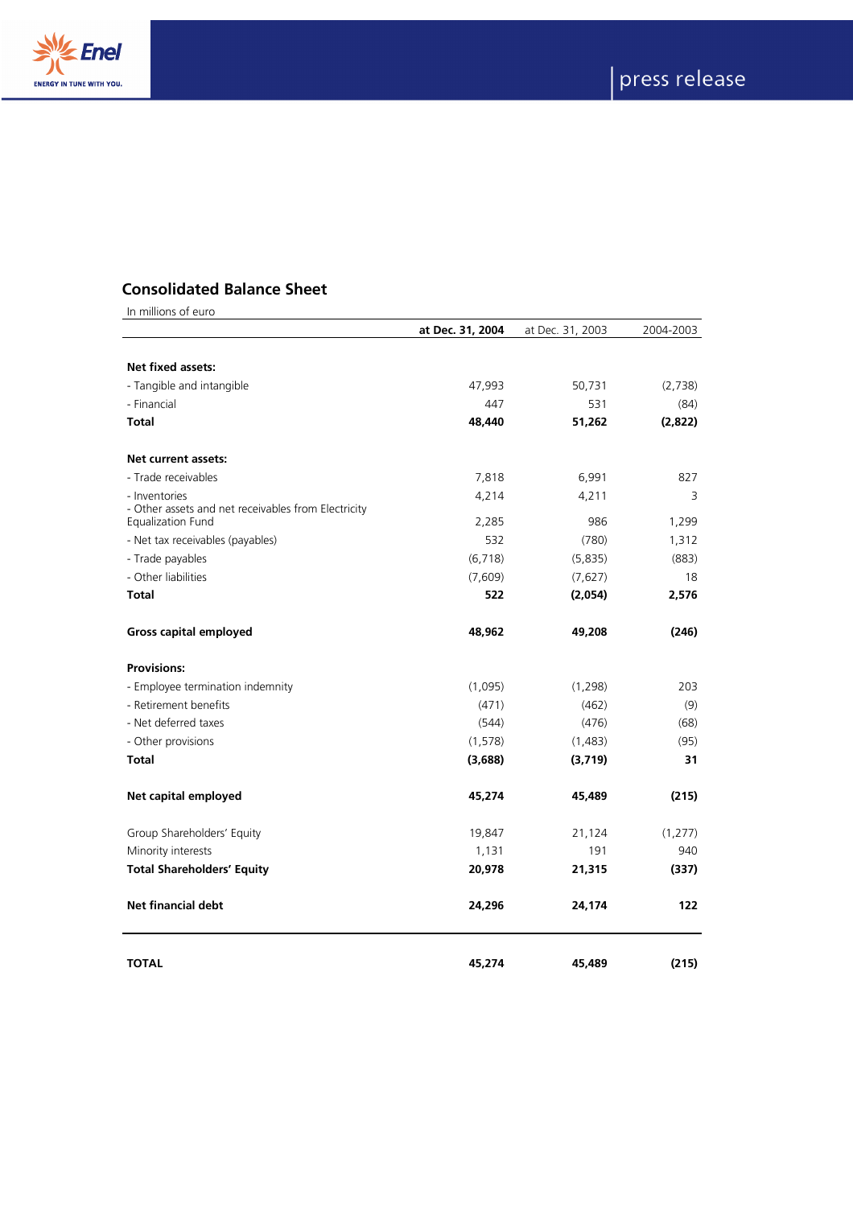## Consolidated Balance Sheet

In millions of euro

| | at Dec. 31, 2004 | at Dec. 31, 2003 | 2004-2003 |
|---|---|---|---|
| **Net fixed assets:** | | | |
| - Tangible and intangible | 47,993 | 50,731 | (2,738) |
| - Financial | 447 | 531 | (84) |
| **Total** | **48,440** | **51,262** | **(2,822)** |
| **Net current assets:** | | | |
| - Trade receivables | 7,818 | 6,991 | 827 |
| - Inventories | 4,214 | 4,211 | 3 |
| - Other assets and net receivables from Electricity Equalization Fund | 2,285 | 986 | 1,299 |
| - Net tax receivables (payables) | 532 | (780) | 1,312 |
| - Trade payables | (6,718) | (5,835) | (883) |
| - Other liabilities | (7,609) | (7,627) | 18 |
| **Total** | **522** | **(2,054)** | **2,576** |
| **Gross capital employed** | **48,962** | **49,208** | **(246)** |
| **Provisions:** | | | |
| - Employee termination indemnity | (1,095) | (1,298) | 203 |
| - Retirement benefits | (471) | (462) | (9) |
| - Net deferred taxes | (544) | (476) | (68) |
| - Other provisions | (1,578) | (1,483) | (95) |
| **Total** | **(3,688)** | **(3,719)** | **31** |
| **Net capital employed** | **45,274** | **45,489** | **(215)** |
| Group Shareholders' Equity | 19,847 | 21,124 | (1,277) |
| Minority interests | 1,131 | 191 | 940 |
| **Total Shareholders' Equity** | **20,978** | **21,315** | **(337)** |
| **Net financial debt** | **24,296** | **24,174** | **122** |
| **TOTAL** | **45,274** | **45,489** | **(215)** |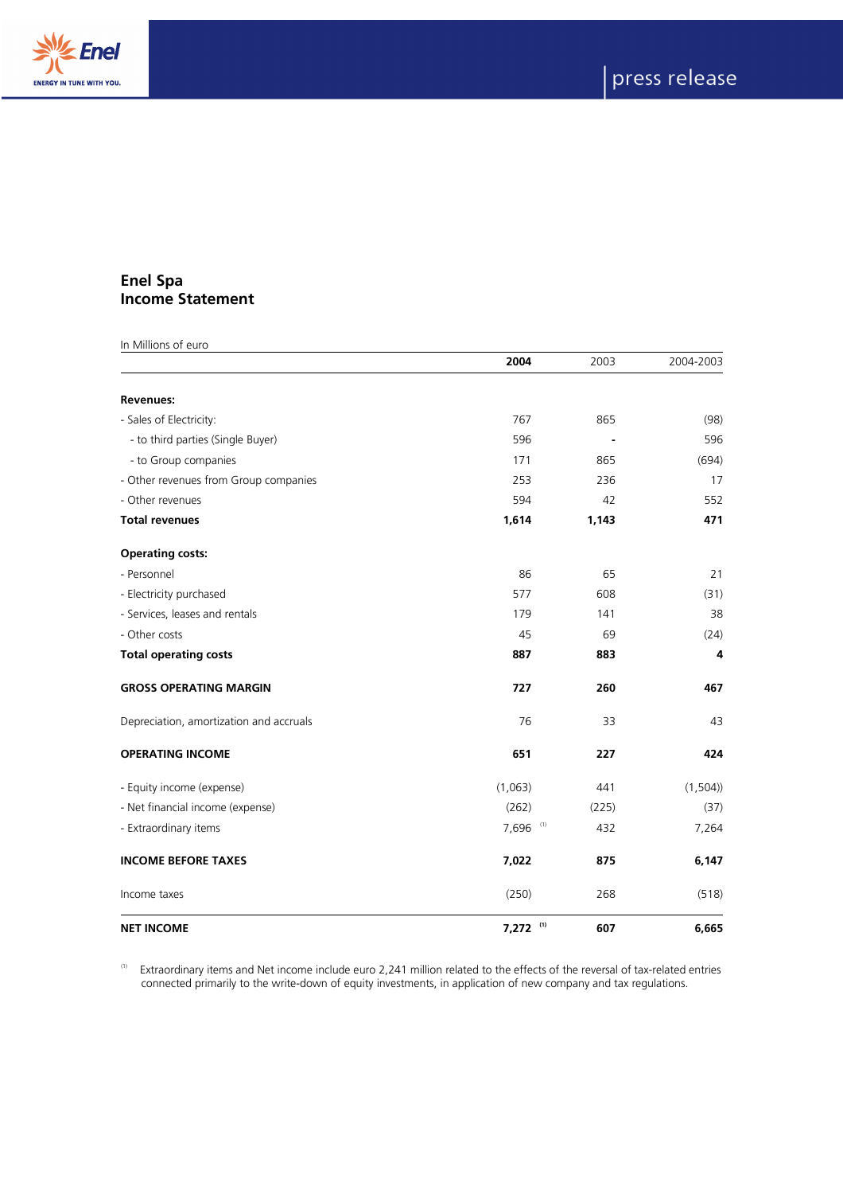## Enel Spa
## Income Statement

In Millions of euro

| | **2004** | 2003 | 2004-2003 |
|---|---|---|---|
| **Revenues:** | | | |
| - Sales of Electricity: | 767 | 865 | (98) |
| - to third parties (Single Buyer) | 596 | - | 596 |
| - to Group companies | 171 | 865 | (694) |
| - Other revenues from Group companies | 253 | 236 | 17 |
| - Other revenues | 594 | 42 | 552 |
| **Total revenues** | **1,614** | **1,143** | **471** |
| **Operating costs:** | | | |
| - Personnel | 86 | 65 | 21 |
| - Electricity purchased | 577 | 608 | (31) |
| - Services, leases and rentals | 179 | 141 | 38 |
| - Other costs | 45 | 69 | (24) |
| **Total operating costs** | **887** | **883** | **4** |
| **GROSS OPERATING MARGIN** | **727** | **260** | **467** |
| Depreciation, amortization and accruals | 76 | 33 | 43 |
| **OPERATING INCOME** | **651** | **227** | **424** |
| - Equity income (expense) | (1,063) | 441 | (1,504)) |
| - Net financial income (expense) | (262) | (225) | (37) |
| - Extraordinary items | 7,696 [1] | 432 | 7,264 |
| **INCOME BEFORE TAXES** | **7,022** | **875** | **6,147** |
| Income taxes | (250) | 268 | (518) |
| **NET INCOME** | **7,272** [1] | **607** | **6,665** |

[1] Extraordinary items and Net income include euro 2,241 million related to the effects of the reversal of tax-related entries connected primarily to the write-down of equity investments, in application of new company and tax regulations.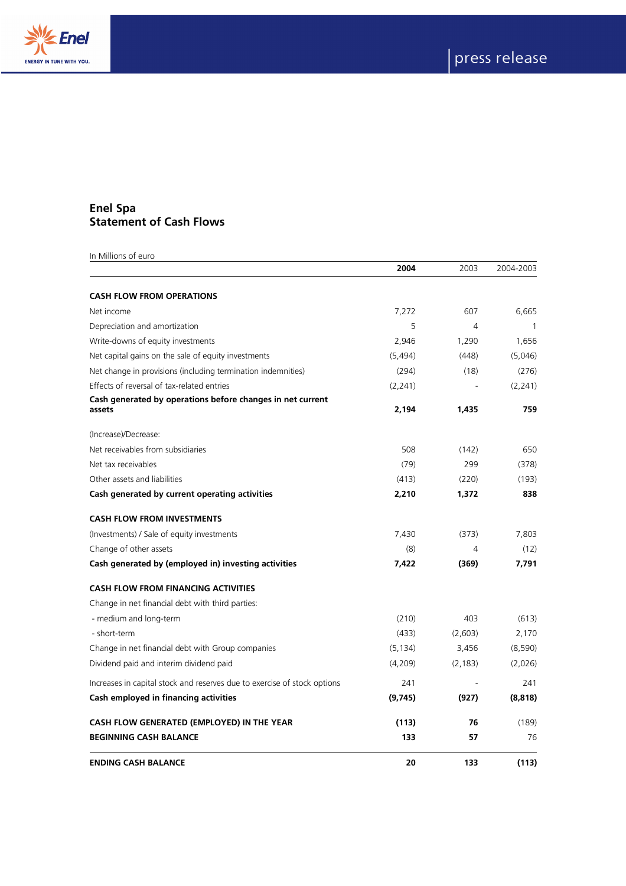# Enel Spa
## Statement of Cash Flows

In Millions of euro

| | **2004** | 2003 | 2004-2003 |
|---|---|---|---|
| **CASH FLOW FROM OPERATIONS** | | | |
| Net income | 7,272 | 607 | 6,665 |
| Depreciation and amortization | 5 | 4 | 1 |
| Write-downs of equity investments | 2,946 | 1,290 | 1,656 |
| Net capital gains on the sale of equity investments | (5,494) | (448) | (5,046) |
| Net change in provisions (including termination indemnities) | (294) | (18) | (276) |
| Effects of reversal of tax-related entries | (2,241) | - | (2,241) |
| **Cash generated by operations before changes in net current assets** | **2,194** | **1,435** | **759** |
| (Increase)/Decrease: | | | |
| Net receivables from subsidiaries | 508 | (142) | 650 |
| Net tax receivables | (79) | 299 | (378) |
| Other assets and liabilities | (413) | (220) | (193) |
| **Cash generated by current operating activities** | **2,210** | **1,372** | **838** |
| **CASH FLOW FROM INVESTMENTS** | | | |
| (Investments) / Sale of equity investments | 7,430 | (373) | 7,803 |
| Change of other assets | (8) | 4 | (12) |
| **Cash generated by (employed in) investing activities** | **7,422** | **(369)** | **7,791** |
| **CASH FLOW FROM FINANCING ACTIVITIES** | | | |
| Change in net financial debt with third parties: | | | |
| - medium and long-term | (210) | 403 | (613) |
| - short-term | (433) | (2,603) | 2,170 |
| Change in net financial debt with Group companies | (5,134) | 3,456 | (8,590) |
| Dividend paid and interim dividend paid | (4,209) | (2,183) | (2,026) |
| Increases in capital stock and reserves due to exercise of stock options | 241 | - | 241 |
| **Cash employed in financing activities** | **(9,745)** | **(927)** | **(8,818)** |
| **CASH FLOW GENERATED (EMPLOYED) IN THE YEAR** | **(113)** | **76** | (189) |
| **BEGINNING CASH BALANCE** | **133** | **57** | 76 |
| **ENDING CASH BALANCE** | **20** | **133** | **(113)** |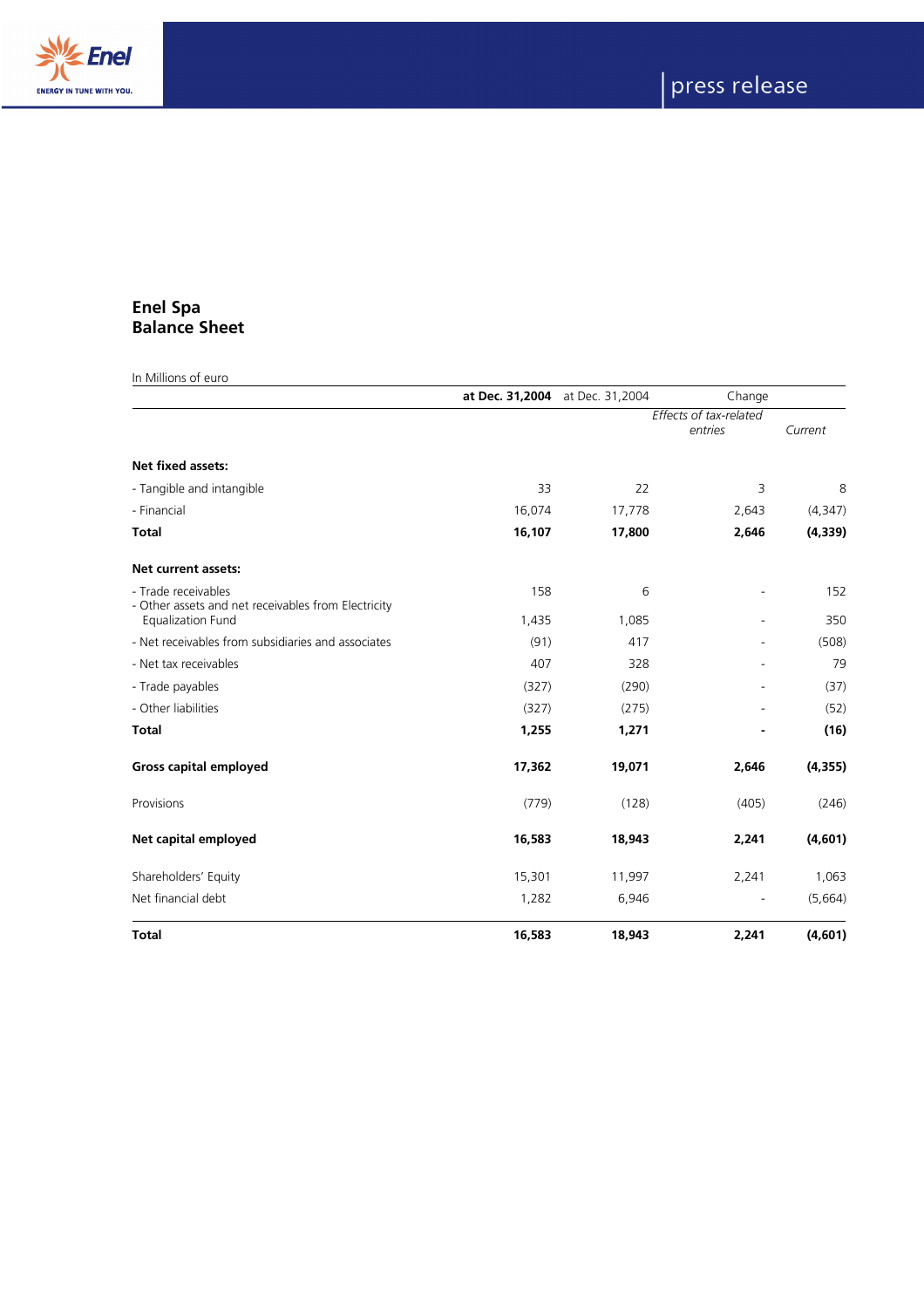## Enel Spa
## Balance Sheet

In Millions of euro

| | **at Dec. 31,2004** | at Dec. 31,2004 | Change | |
|---|---|---|---|---|
| | | | *Effects of tax-related entries* | *Current* |
| **Net fixed assets:** | | | | |
| - Tangible and intangible | 33 | 22 | 3 | 8 |
| - Financial | 16,074 | 17,778 | 2,643 | (4,347) |
| **Total** | **16,107** | **17,800** | **2,646** | **(4,339)** |
| **Net current assets:** | | | | |
| - Trade receivables | 158 | 6 | - | 152 |
| - Other assets and net receivables from Electricity Equalization Fund | 1,435 | 1,085 | - | 350 |
| - Net receivables from subsidiaries and associates | (91) | 417 | - | (508) |
| - Net tax receivables | 407 | 328 | - | 79 |
| - Trade payables | (327) | (290) | - | (37) |
| - Other liabilities | (327) | (275) | - | (52) |
| **Total** | **1,255** | **1,271** | **-** | **(16)** |
| **Gross capital employed** | **17,362** | **19,071** | **2,646** | **(4,355)** |
| Provisions | (779) | (128) | (405) | (246) |
| **Net capital employed** | **16,583** | **18,943** | **2,241** | **(4,601)** |
| Shareholders' Equity | 15,301 | 11,997 | 2,241 | 1,063 |
| Net financial debt | 1,282 | 6,946 | - | (5,664) |
| **Total** | **16,583** | **18,943** | **2,241** | **(4,601)** |